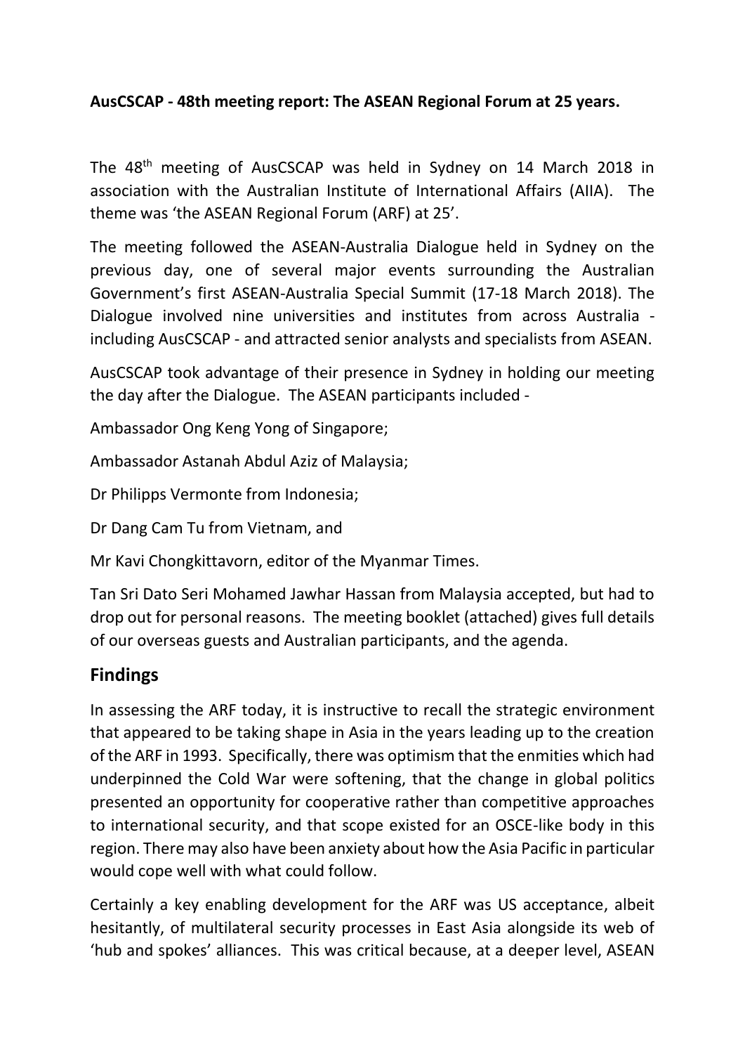**AusCSCAP - 48th meeting report: The ASEAN Regional Forum at 25 years.**

The 48th meeting of AusCSCAP was held in Sydney on 14 March 2018 in association with the Australian Institute of International Affairs (AIIA). The theme was 'the ASEAN Regional Forum (ARF) at 25'.

The meeting followed the ASEAN-Australia Dialogue held in Sydney on the previous day, one of several major events surrounding the Australian Government's first ASEAN-Australia Special Summit (17-18 March 2018). The Dialogue involved nine universities and institutes from across Australia - including AusCSCAP - and attracted senior analysts and specialists from ASEAN.

AusCSCAP took advantage of their presence in Sydney in holding our meeting the day after the Dialogue. The ASEAN participants included -

Ambassador Ong Keng Yong of Singapore;

Ambassador Astanah Abdul Aziz of Malaysia;

Dr Philipps Vermonte from Indonesia;

Dr Dang Cam Tu from Vietnam, and

Mr Kavi Chongkittavorn, editor of the Myanmar Times.

Tan Sri Dato Seri Mohamed Jawhar Hassan from Malaysia accepted, but had to drop out for personal reasons. The meeting booklet (attached) gives full details of our overseas guests and Australian participants, and the agenda.

## Findings

In assessing the ARF today, it is instructive to recall the strategic environment that appeared to be taking shape in Asia in the years leading up to the creation of the ARF in 1993. Specifically, there was optimism that the enmities which had underpinned the Cold War were softening, that the change in global politics presented an opportunity for cooperative rather than competitive approaches to international security, and that scope existed for an OSCE-like body in this region. There may also have been anxiety about how the Asia Pacific in particular would cope well with what could follow.

Certainly a key enabling development for the ARF was US acceptance, albeit hesitantly, of multilateral security processes in East Asia alongside its web of 'hub and spokes' alliances. This was critical because, at a deeper level, ASEAN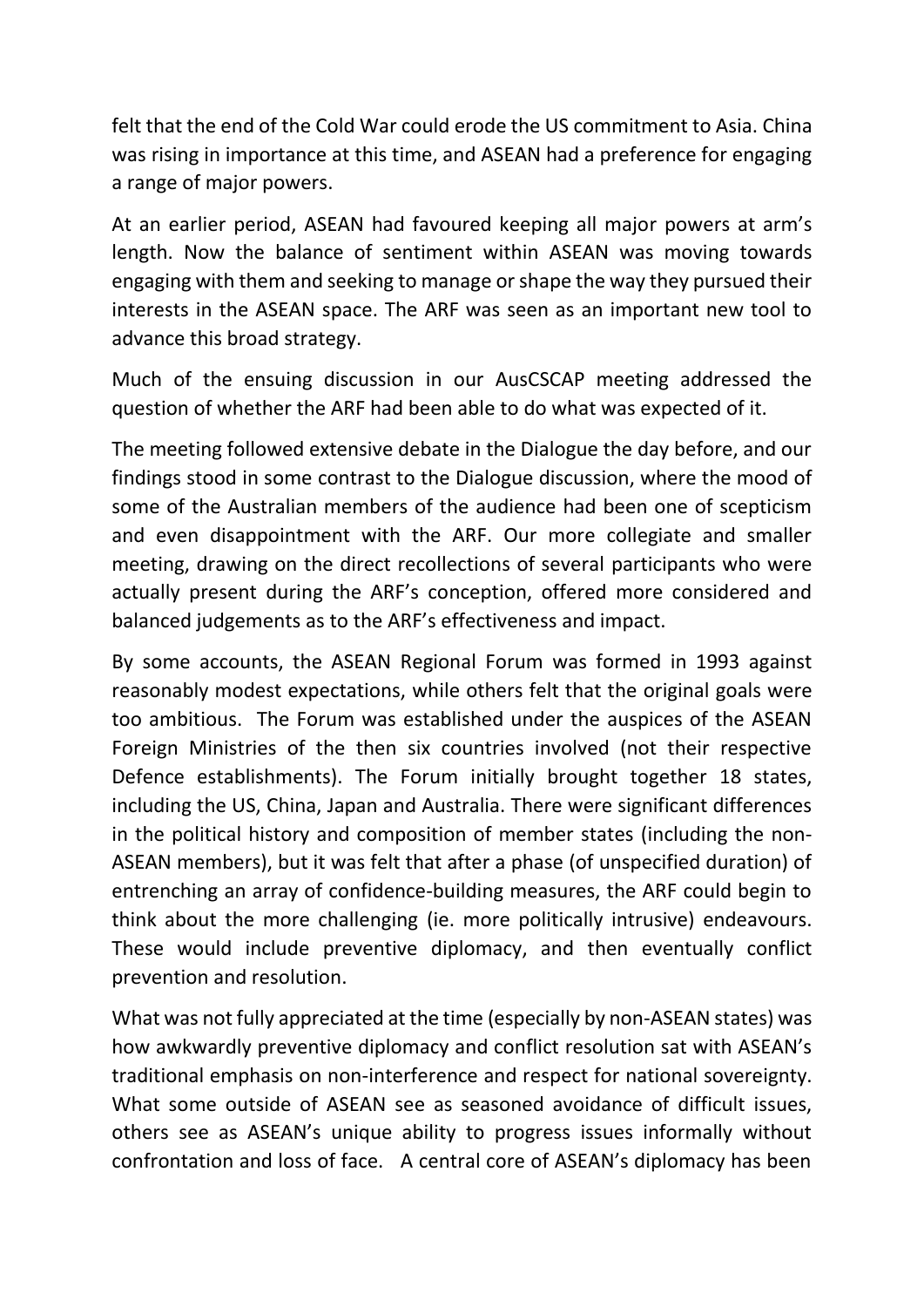felt that the end of the Cold War could erode the US commitment to Asia. China was rising in importance at this time, and ASEAN had a preference for engaging a range of major powers.

At an earlier period, ASEAN had favoured keeping all major powers at arm's length. Now the balance of sentiment within ASEAN was moving towards engaging with them and seeking to manage or shape the way they pursued their interests in the ASEAN space. The ARF was seen as an important new tool to advance this broad strategy.

Much of the ensuing discussion in our AusCSCAP meeting addressed the question of whether the ARF had been able to do what was expected of it.

The meeting followed extensive debate in the Dialogue the day before, and our findings stood in some contrast to the Dialogue discussion, where the mood of some of the Australian members of the audience had been one of scepticism and even disappointment with the ARF. Our more collegiate and smaller meeting, drawing on the direct recollections of several participants who were actually present during the ARF's conception, offered more considered and balanced judgements as to the ARF's effectiveness and impact.

By some accounts, the ASEAN Regional Forum was formed in 1993 against reasonably modest expectations, while others felt that the original goals were too ambitious. The Forum was established under the auspices of the ASEAN Foreign Ministries of the then six countries involved (not their respective Defence establishments). The Forum initially brought together 18 states, including the US, China, Japan and Australia. There were significant differences in the political history and composition of member states (including the non-ASEAN members), but it was felt that after a phase (of unspecified duration) of entrenching an array of confidence-building measures, the ARF could begin to think about the more challenging (ie. more politically intrusive) endeavours. These would include preventive diplomacy, and then eventually conflict prevention and resolution.

What was not fully appreciated at the time (especially by non-ASEAN states) was how awkwardly preventive diplomacy and conflict resolution sat with ASEAN's traditional emphasis on non-interference and respect for national sovereignty. What some outside of ASEAN see as seasoned avoidance of difficult issues, others see as ASEAN's unique ability to progress issues informally without confrontation and loss of face. A central core of ASEAN's diplomacy has been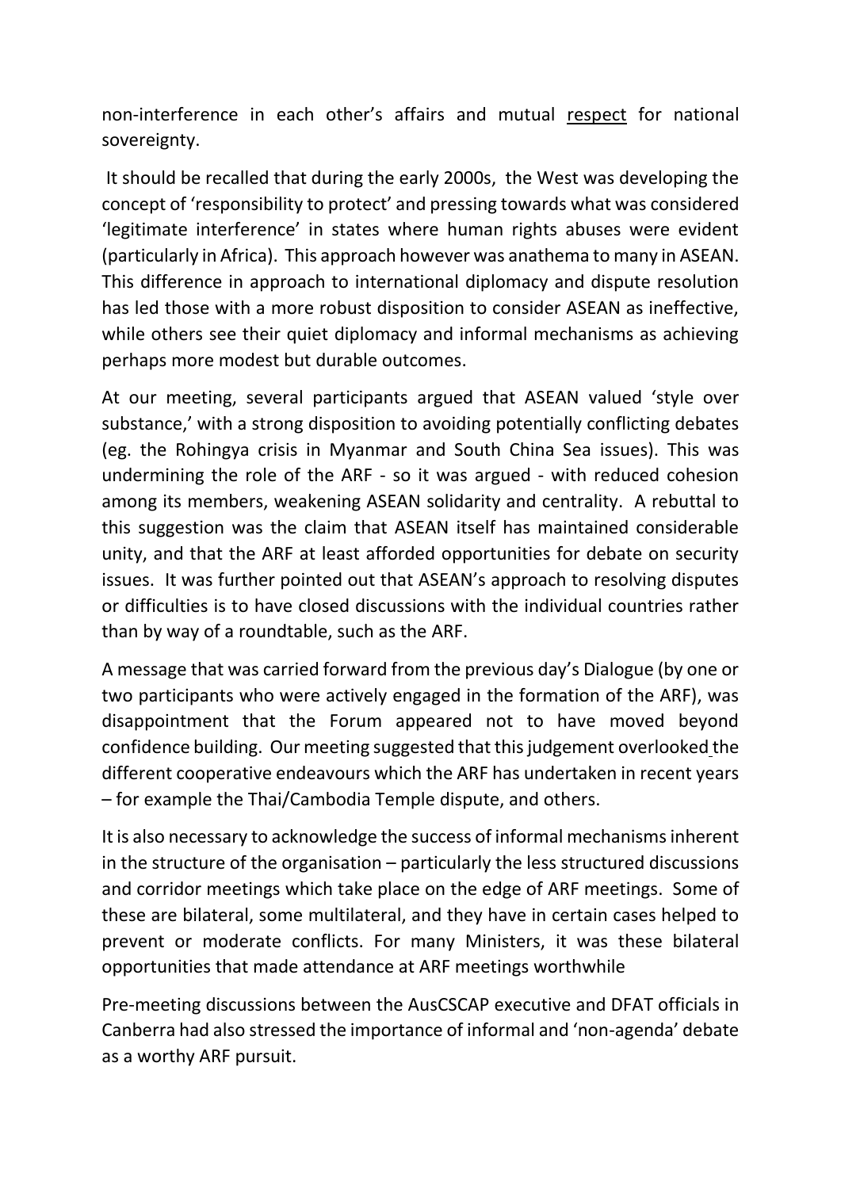non-interference in each other's affairs and mutual respect for national sovereignty.

It should be recalled that during the early 2000s, the West was developing the concept of 'responsibility to protect' and pressing towards what was considered 'legitimate interference' in states where human rights abuses were evident (particularly in Africa). This approach however was anathema to many in ASEAN. This difference in approach to international diplomacy and dispute resolution has led those with a more robust disposition to consider ASEAN as ineffective, while others see their quiet diplomacy and informal mechanisms as achieving perhaps more modest but durable outcomes.

At our meeting, several participants argued that ASEAN valued 'style over substance,' with a strong disposition to avoiding potentially conflicting debates (eg. the Rohingya crisis in Myanmar and South China Sea issues). This was undermining the role of the ARF - so it was argued - with reduced cohesion among its members, weakening ASEAN solidarity and centrality. A rebuttal to this suggestion was the claim that ASEAN itself has maintained considerable unity, and that the ARF at least afforded opportunities for debate on security issues. It was further pointed out that ASEAN's approach to resolving disputes or difficulties is to have closed discussions with the individual countries rather than by way of a roundtable, such as the ARF.

A message that was carried forward from the previous day's Dialogue (by one or two participants who were actively engaged in the formation of the ARF), was disappointment that the Forum appeared not to have moved beyond confidence building. Our meeting suggested that this judgement overlooked the different cooperative endeavours which the ARF has undertaken in recent years – for example the Thai/Cambodia Temple dispute, and others.

It is also necessary to acknowledge the success of informal mechanisms inherent in the structure of the organisation – particularly the less structured discussions and corridor meetings which take place on the edge of ARF meetings. Some of these are bilateral, some multilateral, and they have in certain cases helped to prevent or moderate conflicts. For many Ministers, it was these bilateral opportunities that made attendance at ARF meetings worthwhile

Pre-meeting discussions between the AusCSCAP executive and DFAT officials in Canberra had also stressed the importance of informal and 'non-agenda' debate as a worthy ARF pursuit.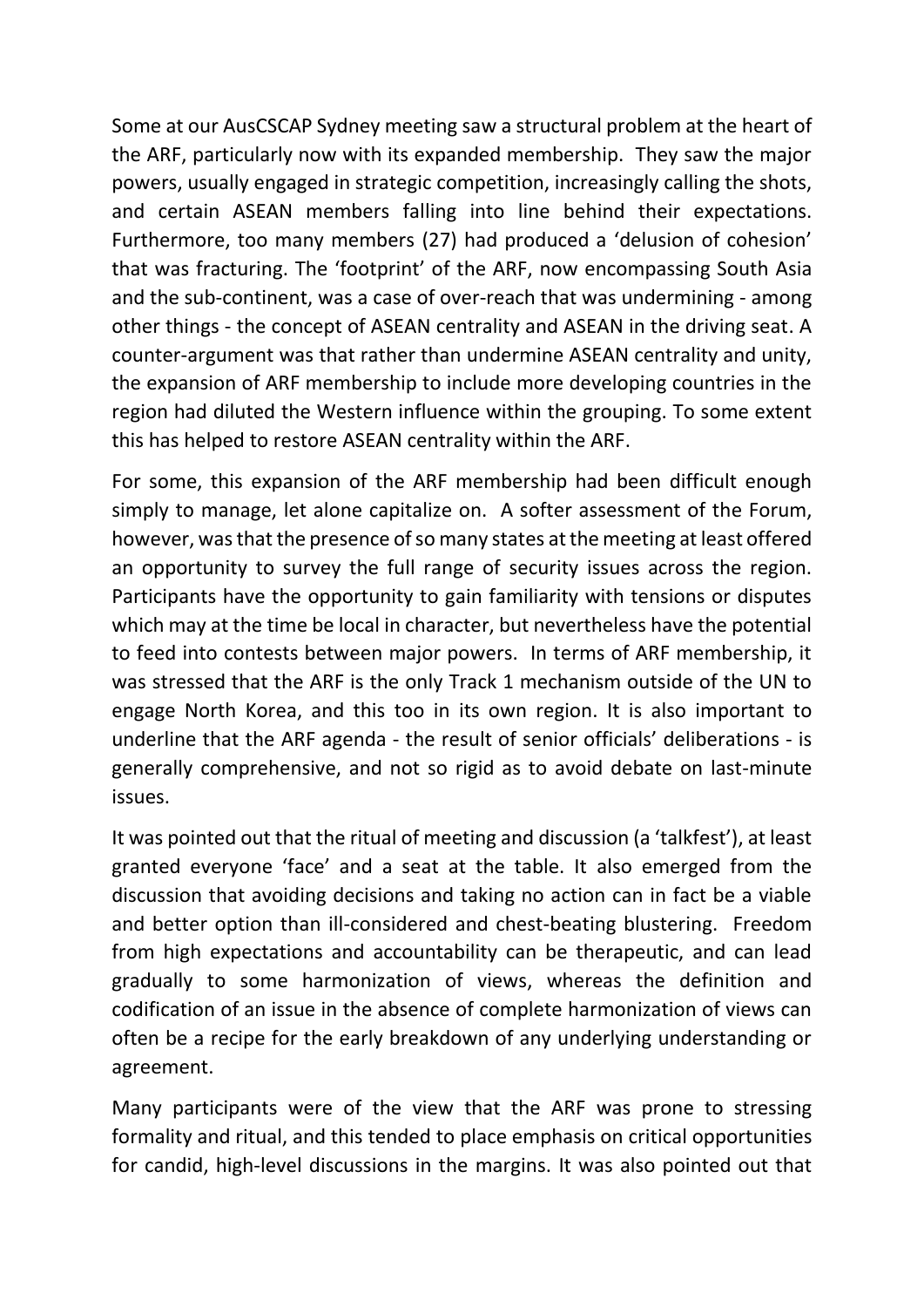Some at our AusCSCAP Sydney meeting saw a structural problem at the heart of the ARF, particularly now with its expanded membership. They saw the major powers, usually engaged in strategic competition, increasingly calling the shots, and certain ASEAN members falling into line behind their expectations. Furthermore, too many members (27) had produced a 'delusion of cohesion' that was fracturing. The 'footprint' of the ARF, now encompassing South Asia and the sub-continent, was a case of over-reach that was undermining - among other things - the concept of ASEAN centrality and ASEAN in the driving seat. A counter-argument was that rather than undermine ASEAN centrality and unity, the expansion of ARF membership to include more developing countries in the region had diluted the Western influence within the grouping. To some extent this has helped to restore ASEAN centrality within the ARF.

For some, this expansion of the ARF membership had been difficult enough simply to manage, let alone capitalize on. A softer assessment of the Forum, however, was that the presence of so many states at the meeting at least offered an opportunity to survey the full range of security issues across the region. Participants have the opportunity to gain familiarity with tensions or disputes which may at the time be local in character, but nevertheless have the potential to feed into contests between major powers. In terms of ARF membership, it was stressed that the ARF is the only Track 1 mechanism outside of the UN to engage North Korea, and this too in its own region. It is also important to underline that the ARF agenda - the result of senior officials' deliberations - is generally comprehensive, and not so rigid as to avoid debate on last-minute issues.

It was pointed out that the ritual of meeting and discussion (a 'talkfest'), at least granted everyone 'face' and a seat at the table. It also emerged from the discussion that avoiding decisions and taking no action can in fact be a viable and better option than ill-considered and chest-beating blustering. Freedom from high expectations and accountability can be therapeutic, and can lead gradually to some harmonization of views, whereas the definition and codification of an issue in the absence of complete harmonization of views can often be a recipe for the early breakdown of any underlying understanding or agreement.

Many participants were of the view that the ARF was prone to stressing formality and ritual, and this tended to place emphasis on critical opportunities for candid, high-level discussions in the margins. It was also pointed out that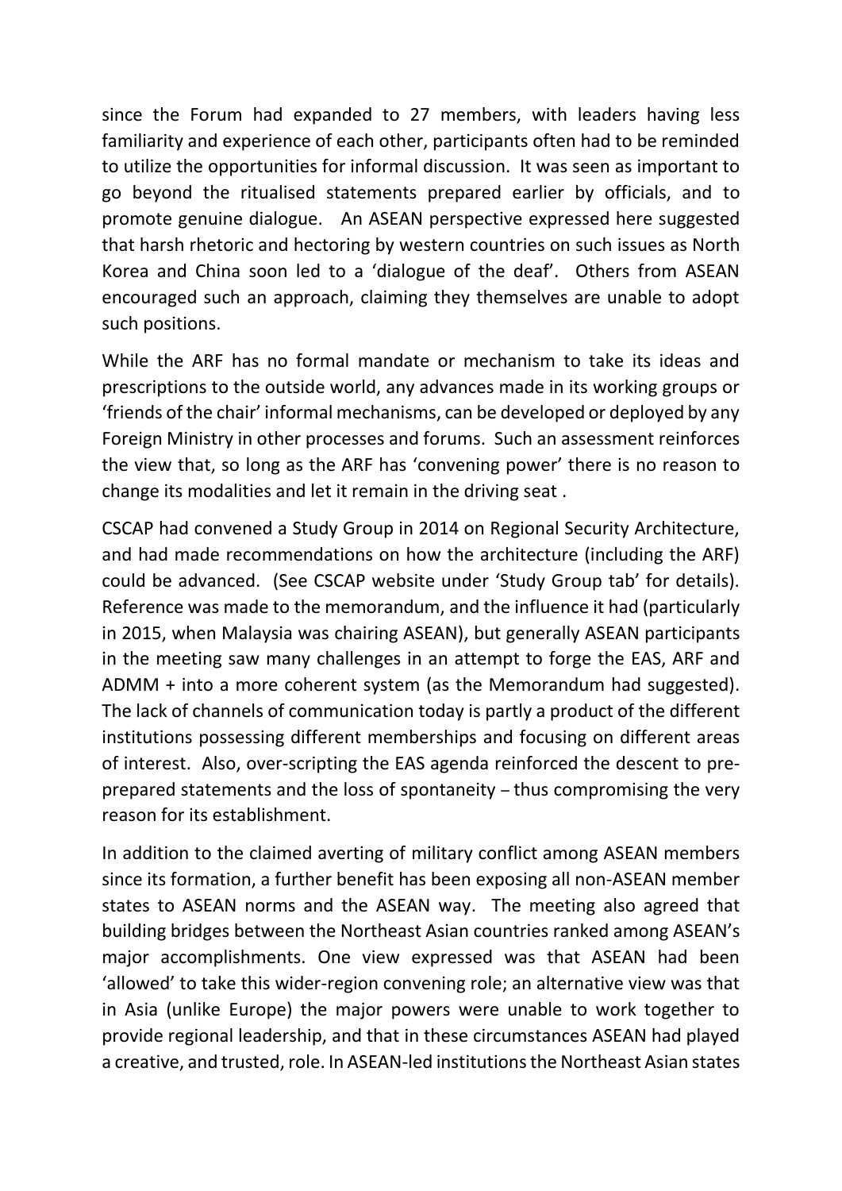since the Forum had expanded to 27 members, with leaders having less familiarity and experience of each other, participants often had to be reminded to utilize the opportunities for informal discussion. It was seen as important to go beyond the ritualised statements prepared earlier by officials, and to promote genuine dialogue. An ASEAN perspective expressed here suggested that harsh rhetoric and hectoring by western countries on such issues as North Korea and China soon led to a 'dialogue of the deaf'. Others from ASEAN encouraged such an approach, claiming they themselves are unable to adopt such positions.

While the ARF has no formal mandate or mechanism to take its ideas and prescriptions to the outside world, any advances made in its working groups or 'friends of the chair' informal mechanisms, can be developed or deployed by any Foreign Ministry in other processes and forums. Such an assessment reinforces the view that, so long as the ARF has 'convening power' there is no reason to change its modalities and let it remain in the driving seat .

CSCAP had convened a Study Group in 2014 on Regional Security Architecture, and had made recommendations on how the architecture (including the ARF) could be advanced. (See CSCAP website under 'Study Group tab' for details). Reference was made to the memorandum, and the influence it had (particularly in 2015, when Malaysia was chairing ASEAN), but generally ASEAN participants in the meeting saw many challenges in an attempt to forge the EAS, ARF and ADMM + into a more coherent system (as the Memorandum had suggested). The lack of channels of communication today is partly a product of the different institutions possessing different memberships and focusing on different areas of interest. Also, over-scripting the EAS agenda reinforced the descent to pre-prepared statements and the loss of spontaneity – thus compromising the very reason for its establishment.

In addition to the claimed averting of military conflict among ASEAN members since its formation, a further benefit has been exposing all non-ASEAN member states to ASEAN norms and the ASEAN way. The meeting also agreed that building bridges between the Northeast Asian countries ranked among ASEAN's major accomplishments. One view expressed was that ASEAN had been 'allowed' to take this wider-region convening role; an alternative view was that in Asia (unlike Europe) the major powers were unable to work together to provide regional leadership, and that in these circumstances ASEAN had played a creative, and trusted, role. In ASEAN-led institutions the Northeast Asian states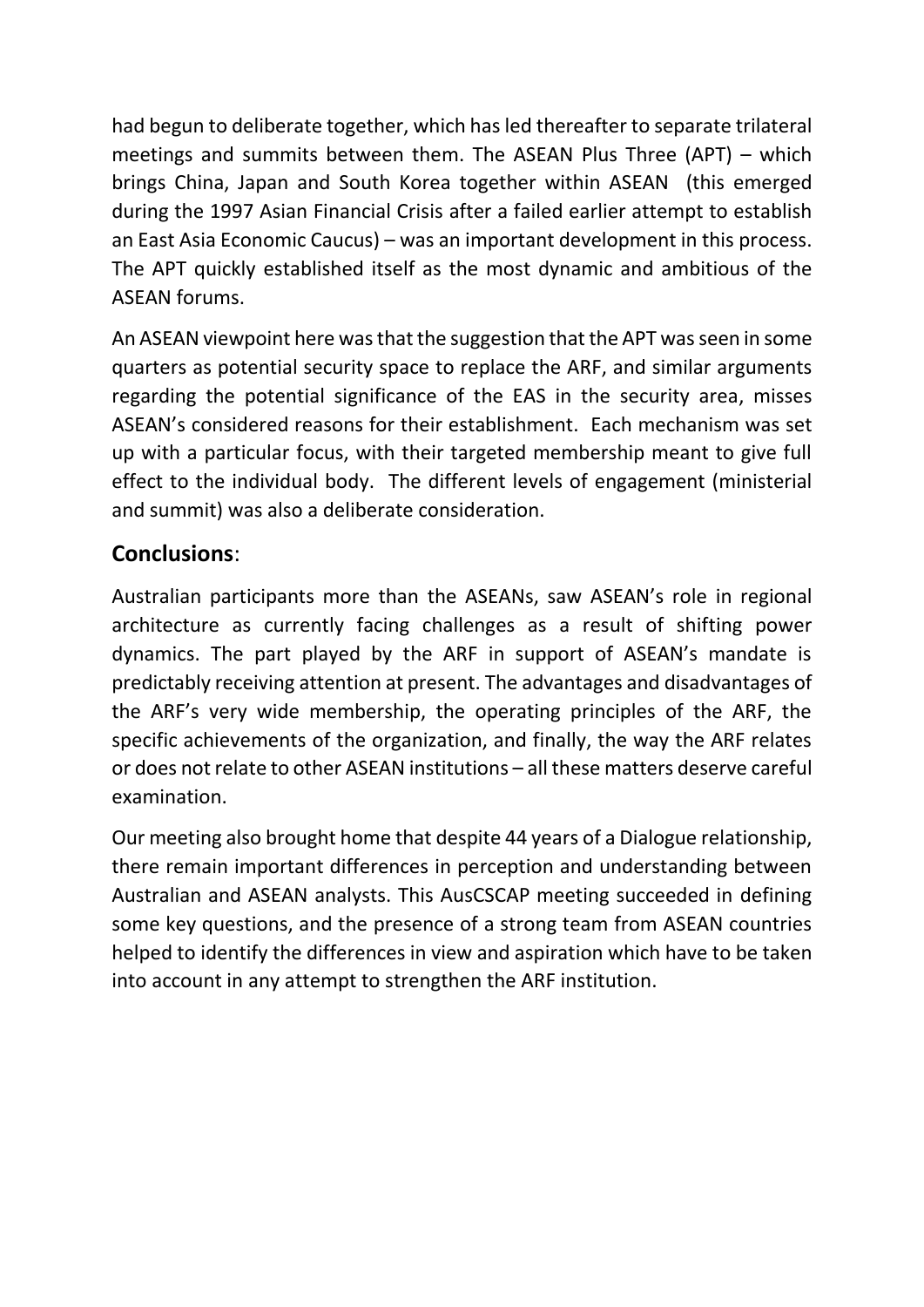had begun to deliberate together, which has led thereafter to separate trilateral meetings and summits between them. The ASEAN Plus Three (APT) – which brings China, Japan and South Korea together within ASEAN (this emerged during the 1997 Asian Financial Crisis after a failed earlier attempt to establish an East Asia Economic Caucus) – was an important development in this process. The APT quickly established itself as the most dynamic and ambitious of the ASEAN forums.

An ASEAN viewpoint here was that the suggestion that the APT was seen in some quarters as potential security space to replace the ARF, and similar arguments regarding the potential significance of the EAS in the security area, misses ASEAN's considered reasons for their establishment. Each mechanism was set up with a particular focus, with their targeted membership meant to give full effect to the individual body. The different levels of engagement (ministerial and summit) was also a deliberate consideration.

## **Conclusions**:

Australian participants more than the ASEANs, saw ASEAN's role in regional architecture as currently facing challenges as a result of shifting power dynamics. The part played by the ARF in support of ASEAN's mandate is predictably receiving attention at present. The advantages and disadvantages of the ARF's very wide membership, the operating principles of the ARF, the specific achievements of the organization, and finally, the way the ARF relates or does not relate to other ASEAN institutions – all these matters deserve careful examination.

Our meeting also brought home that despite 44 years of a Dialogue relationship, there remain important differences in perception and understanding between Australian and ASEAN analysts. This AusCSCAP meeting succeeded in defining some key questions, and the presence of a strong team from ASEAN countries helped to identify the differences in view and aspiration which have to be taken into account in any attempt to strengthen the ARF institution.